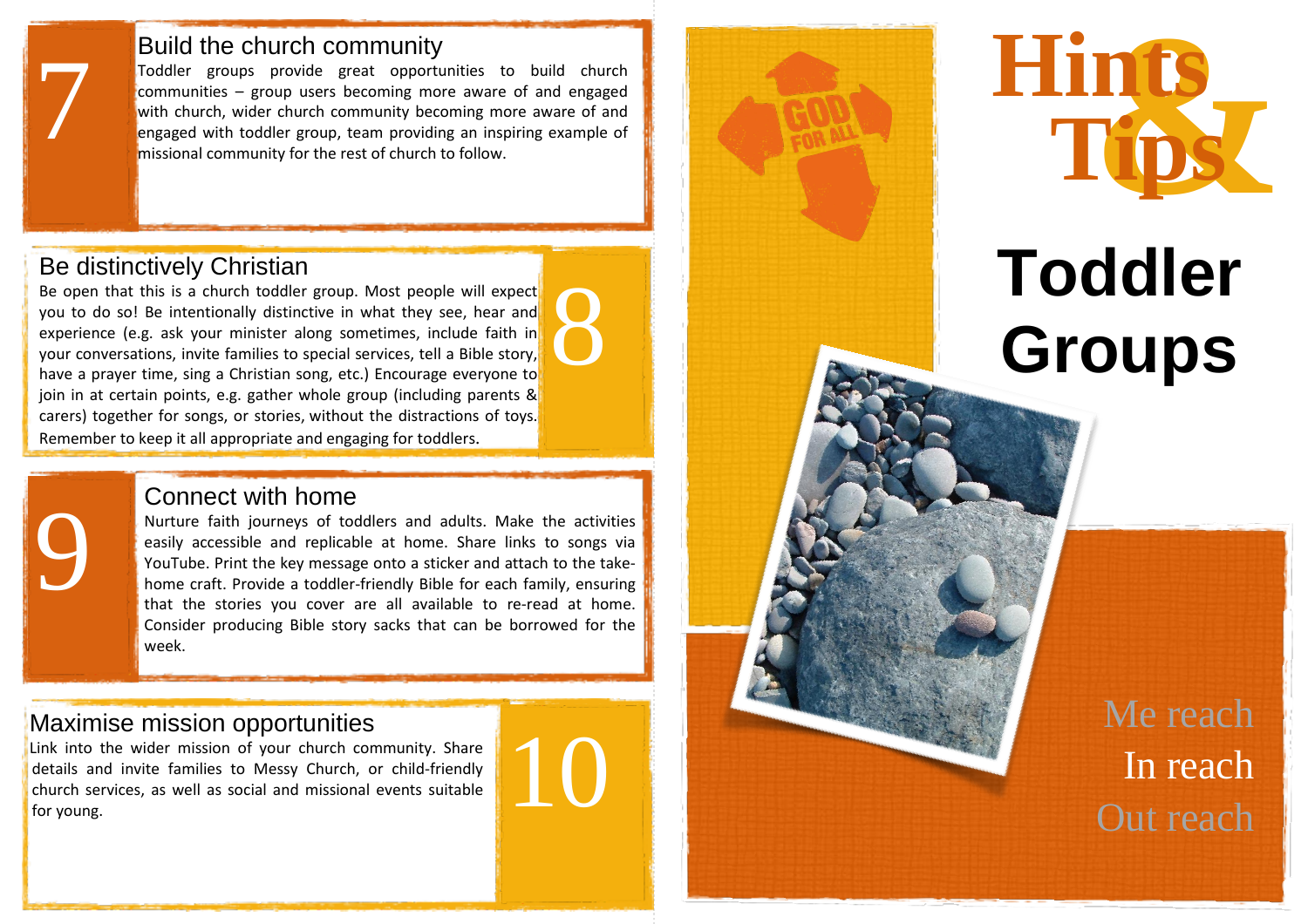## 7 Build the church community

Toddler groups provide great opportunities to build church communities – group users becoming more aware of and engaged with church, wider church community becoming more aware of and engaged with toddler group, team providing an inspiring example of missional community for the rest of church to follow.

## 8 Be distinctively Christian

Be open that this is a church toddler group. Most people will expect you to do so! Be intentionally distinctive in what they see, hear and experience (e.g. ask your minister along sometimes, include faith in your conversations, invite families to special services, tell a Bible story, have a prayer time, sing a Christian song, etc.) Encourage everyone to join in at certain points, e.g. gather whole group (including parents & carers) together for songs, or stories, without the distractions of toys. Remember to keep it all appropriate and engaging for toddlers.

## 9 Connect with home

Nurture faith journeys of toddlers and adults. Make the activities easily accessible and replicable at home. Share links to songs via YouTube. Print the key message onto a sticker and attach to the take-home craft. Provide a toddler-friendly Bible for each family, ensuring that the stories you cover are all available to re-read at home. Consider producing Bible story sacks that can be borrowed for the week.

## 10 Maximise mission opportunities

Link into the wider mission of your church community. Share details and invite families to Messy Church, or child-friendly church services, as well as social and missional events suitable for young.

GOD FOR ALL

# Hints & Tips

# Toddler Groups

Me reach

In reach

Out reach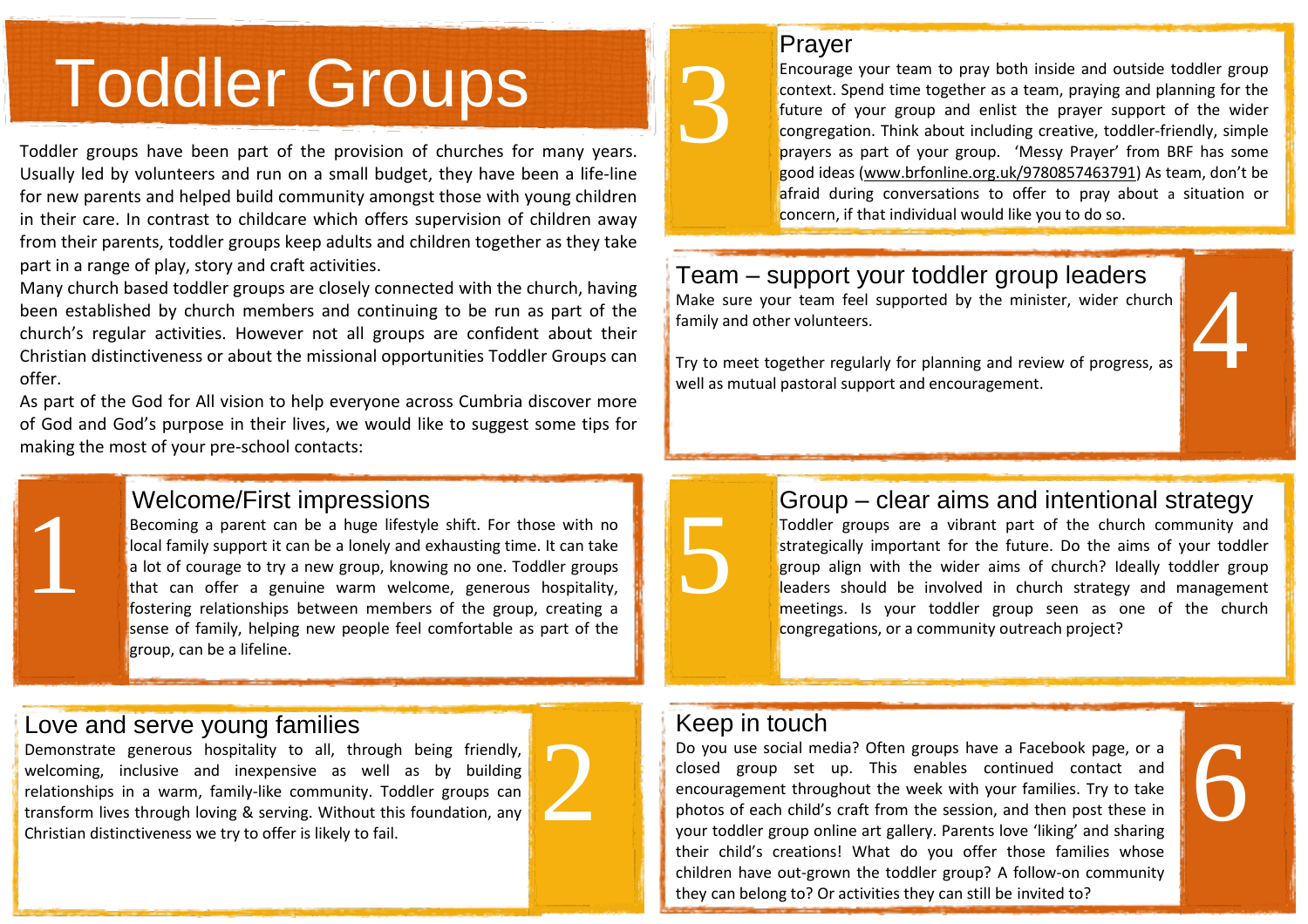# Toddler Groups

Toddler groups have been part of the provision of churches for many years. Usually led by volunteers and run on a small budget, they have been a life-line for new parents and helped build community amongst those with young children in their care. In contrast to childcare which offers supervision of children away from their parents, toddler groups keep adults and children together as they take part in a range of play, story and craft activities.

Many church based toddler groups are closely connected with the church, having been established by church members and continuing to be run as part of the church's regular activities. However not all groups are confident about their Christian distinctiveness or about the missional opportunities Toddler Groups can offer.

As part of the God for All vision to help everyone across Cumbria discover more of God and God's purpose in their lives, we would like to suggest some tips for making the most of your pre-school contacts:

## 1 Welcome/First impressions

Becoming a parent can be a huge lifestyle shift. For those with no local family support it can be a lonely and exhausting time. It can take a lot of courage to try a new group, knowing no one. Toddler groups that can offer a genuine warm welcome, generous hospitality, fostering relationships between members of the group, creating a sense of family, helping new people feel comfortable as part of the group, can be a lifeline.

## 2 Love and serve young families

Demonstrate generous hospitality to all, through being friendly, welcoming, inclusive and inexpensive as well as by building relationships in a warm, family-like community. Toddler groups can transform lives through loving & serving. Without this foundation, any Christian distinctiveness we try to offer is likely to fail.

## 3 Prayer

Encourage your team to pray both inside and outside toddler group context. Spend time together as a team, praying and planning for the future of your group and enlist the prayer support of the wider congregation. Think about including creative, toddler-friendly, simple prayers as part of your group. 'Messy Prayer' from BRF has some good ideas (www.brfonline.org.uk/9780857463791) As team, don't be afraid during conversations to offer to pray about a situation or concern, if that individual would like you to do so.

## 4 Team – support your toddler group leaders

Make sure your team feel supported by the minister, wider church family and other volunteers.

Try to meet together regularly for planning and review of progress, as well as mutual pastoral support and encouragement.

## 5 Group – clear aims and intentional strategy

Toddler groups are a vibrant part of the church community and strategically important for the future. Do the aims of your toddler group align with the wider aims of church? Ideally toddler group leaders should be involved in church strategy and management meetings. Is your toddler group seen as one of the church congregations, or a community outreach project?

## 6 Keep in touch

Do you use social media? Often groups have a Facebook page, or a closed group set up. This enables continued contact and encouragement throughout the week with your families. Try to take photos of each child's craft from the session, and then post these in your toddler group online art gallery. Parents love 'liking' and sharing their child's creations! What do you offer those families whose children have out-grown the toddler group? A follow-on community they can belong to? Or activities they can still be invited to?